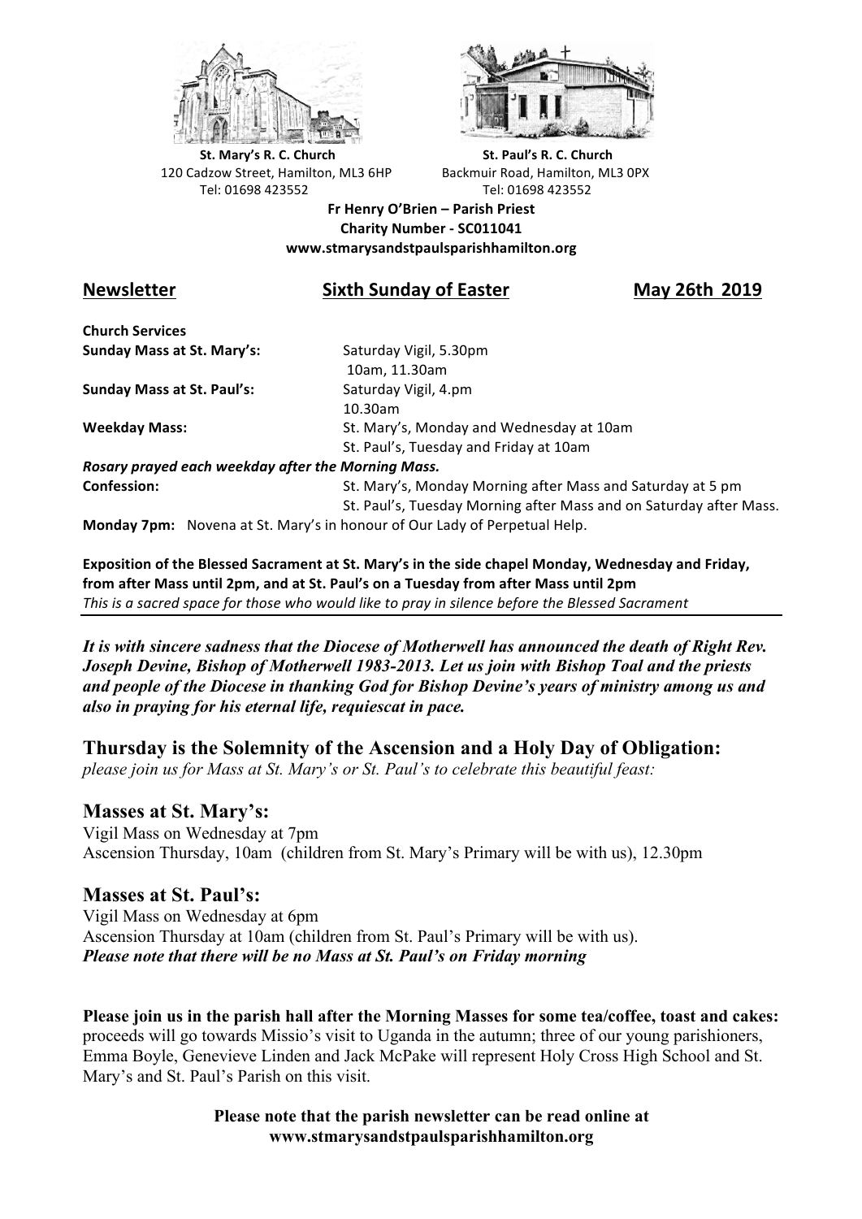**St. Mary's R. C. Church**
120 Cadzow Street, Hamilton, ML3 6HP
Tel: 01698 423552

**St. Paul's R. C. Church**
Backmuir Road, Hamilton, ML3 0PX
Tel: 01698 423552

**Fr Henry O'Brien – Parish Priest**
**Charity Number - SC011041**
**www.stmarysandstpaulsparishhamilton.org**

## Newsletter — Sixth Sunday of Easter — May 26th 2019

**Church Services**

| | |
|---|---|
| **Sunday Mass at St. Mary's:** | Saturday Vigil, 5.30pm<br>10am, 11.30am |
| **Sunday Mass at St. Paul's:** | Saturday Vigil, 4.pm<br>10.30am |
| **Weekday Mass:** | St. Mary's, Monday and Wednesday at 10am<br>St. Paul's, Tuesday and Friday at 10am |

***Rosary prayed each weekday after the Morning Mass.***

| | |
|---|---|
| **Confession:** | St. Mary's, Monday Morning after Mass and Saturday at 5 pm<br>St. Paul's, Tuesday Morning after Mass and on Saturday after Mass. |

**Monday 7pm:** Novena at St. Mary's in honour of Our Lady of Perpetual Help.

**Exposition of the Blessed Sacrament at St. Mary's in the side chapel Monday, Wednesday and Friday, from after Mass until 2pm, and at St. Paul's on a Tuesday from after Mass until 2pm**
*This is a sacred space for those who would like to pray in silence before the Blessed Sacrament*

***It is with sincere sadness that the Diocese of Motherwell has announced the death of Right Rev. Joseph Devine, Bishop of Motherwell 1983-2013. Let us join with Bishop Toal and the priests and people of the Diocese in thanking God for Bishop Devine's years of ministry among us and also in praying for his eternal life, requiescat in pace.***

## Thursday is the Solemnity of the Ascension and a Holy Day of Obligation:

*please join us for Mass at St. Mary's or St. Paul's to celebrate this beautiful feast:*

### Masses at St. Mary's:

Vigil Mass on Wednesday at 7pm
Ascension Thursday, 10am (children from St. Mary's Primary will be with us), 12.30pm

### Masses at St. Paul's:

Vigil Mass on Wednesday at 6pm
Ascension Thursday at 10am (children from St. Paul's Primary will be with us).
***Please note that there will be no Mass at St. Paul's on Friday morning***

**Please join us in the parish hall after the Morning Masses for some tea/coffee, toast and cakes:** proceeds will go towards Missio's visit to Uganda in the autumn; three of our young parishioners, Emma Boyle, Genevieve Linden and Jack McPake will represent Holy Cross High School and St. Mary's and St. Paul's Parish on this visit.

**Please note that the parish newsletter can be read online at www.stmarysandstpaulsparishhamilton.org**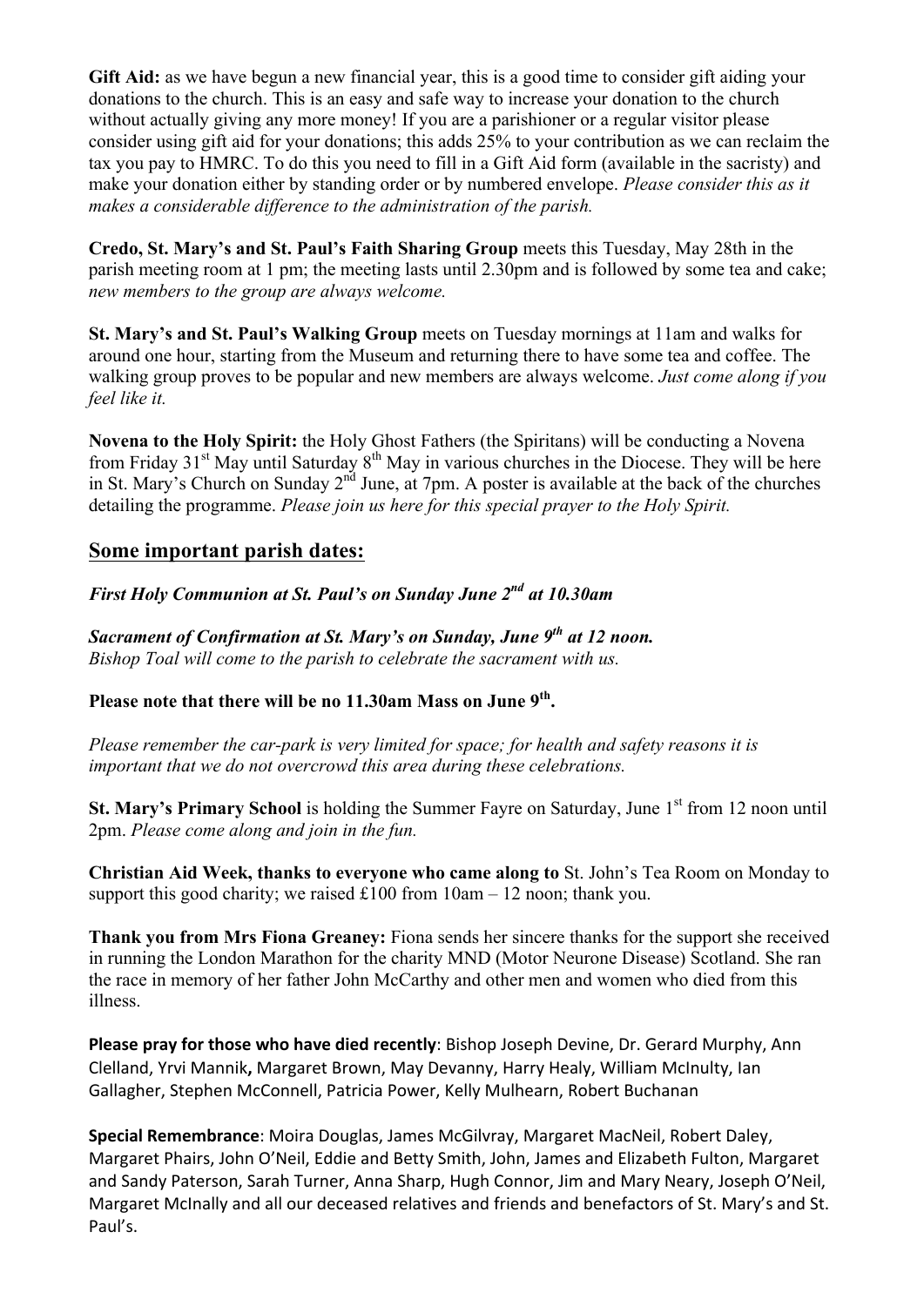**Gift Aid:** as we have begun a new financial year, this is a good time to consider gift aiding your donations to the church. This is an easy and safe way to increase your donation to the church without actually giving any more money! If you are a parishioner or a regular visitor please consider using gift aid for your donations; this adds 25% to your contribution as we can reclaim the tax you pay to HMRC. To do this you need to fill in a Gift Aid form (available in the sacristy) and make your donation either by standing order or by numbered envelope. *Please consider this as it makes a considerable difference to the administration of the parish.*

**Credo, St. Mary's and St. Paul's Faith Sharing Group** meets this Tuesday, May 28th in the parish meeting room at 1 pm; the meeting lasts until 2.30pm and is followed by some tea and cake; *new members to the group are always welcome.*

**St. Mary's and St. Paul's Walking Group** meets on Tuesday mornings at 11am and walks for around one hour, starting from the Museum and returning there to have some tea and coffee. The walking group proves to be popular and new members are always welcome. *Just come along if you feel like it.*

**Novena to the Holy Spirit:** the Holy Ghost Fathers (the Spiritans) will be conducting a Novena from Friday 31st May until Saturday 8th May in various churches in the Diocese. They will be here in St. Mary's Church on Sunday 2nd June, at 7pm. A poster is available at the back of the churches detailing the programme. *Please join us here for this special prayer to the Holy Spirit.*

## Some important parish dates:

***First Holy Communion at St. Paul's on Sunday June 2nd at 10.30am***

***Sacrament of Confirmation at St. Mary's on Sunday, June 9th at 12 noon.***
*Bishop Toal will come to the parish to celebrate the sacrament with us.*

**Please note that there will be no 11.30am Mass on June 9th.**

*Please remember the car-park is very limited for space; for health and safety reasons it is important that we do not overcrowd this area during these celebrations.*

**St. Mary's Primary School** is holding the Summer Fayre on Saturday, June 1st from 12 noon until 2pm. *Please come along and join in the fun.*

**Christian Aid Week, thanks to everyone who came along to** St. John's Tea Room on Monday to support this good charity; we raised £100 from 10am – 12 noon; thank you.

**Thank you from Mrs Fiona Greaney:** Fiona sends her sincere thanks for the support she received in running the London Marathon for the charity MND (Motor Neurone Disease) Scotland. She ran the race in memory of her father John McCarthy and other men and women who died from this illness.

**Please pray for those who have died recently**: Bishop Joseph Devine, Dr. Gerard Murphy, Ann Clelland, Yrvi Mannik**,** Margaret Brown, May Devanny, Harry Healy, William McInulty, Ian Gallagher, Stephen McConnell, Patricia Power, Kelly Mulhearn, Robert Buchanan

**Special Remembrance**: Moira Douglas, James McGilvray, Margaret MacNeil, Robert Daley, Margaret Phairs, John O'Neil, Eddie and Betty Smith, John, James and Elizabeth Fulton, Margaret and Sandy Paterson, Sarah Turner, Anna Sharp, Hugh Connor, Jim and Mary Neary, Joseph O'Neil, Margaret McInally and all our deceased relatives and friends and benefactors of St. Mary's and St. Paul's.